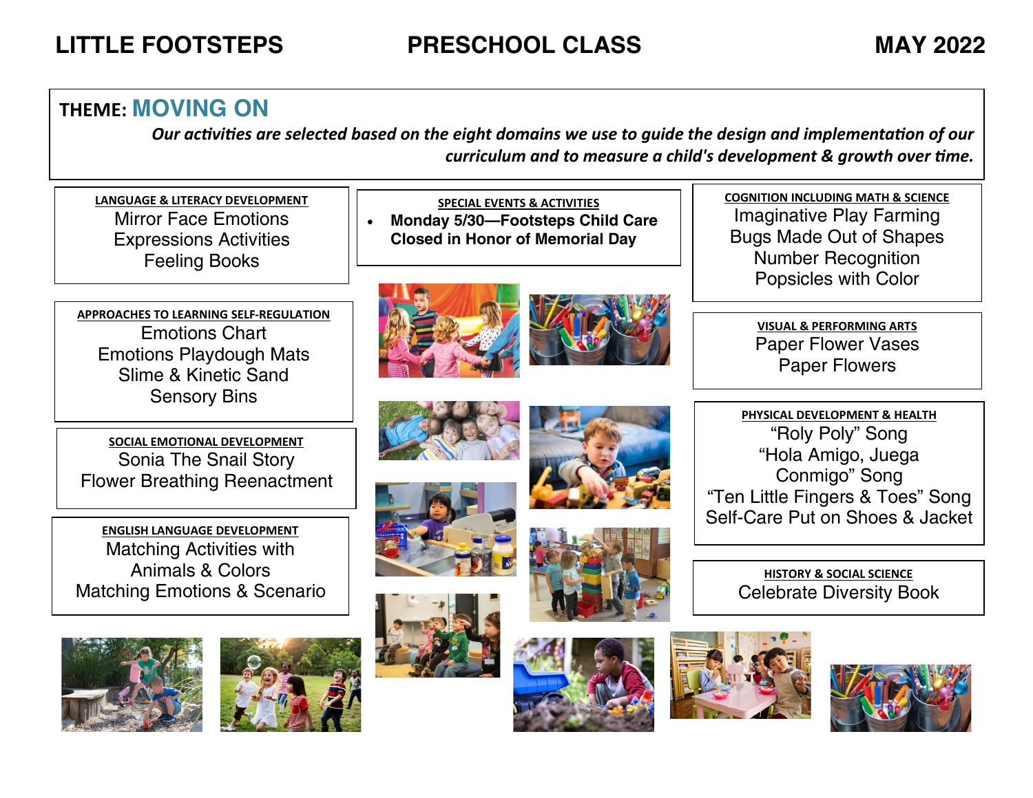# LITTLE FOOTSTEPS PRESCHOOL CLASS MAY 2022

## THEME: MOVING ON

***Our activities are selected based on the eight domains we use to guide the design and implementation of our curriculum and to measure a child's development & growth over time.***

### LANGUAGE & LITERACY DEVELOPMENT

Mirror Face Emotions
Expressions Activities
Feeling Books

### SPECIAL EVENTS & ACTIVITIES

- **Monday 5/30—Footsteps Child Care Closed in Honor of Memorial Day**

### COGNITION INCLUDING MATH & SCIENCE

Imaginative Play Farming
Bugs Made Out of Shapes
Number Recognition
Popsicles with Color

### APPROACHES TO LEARNING SELF-REGULATION

Emotions Chart
Emotions Playdough Mats
Slime & Kinetic Sand
Sensory Bins

### VISUAL & PERFORMING ARTS

Paper Flower Vases
Paper Flowers

### SOCIAL EMOTIONAL DEVELOPMENT

Sonia The Snail Story
Flower Breathing Reenactment

### PHYSICAL DEVELOPMENT & HEALTH

"Roly Poly" Song
"Hola Amigo, Juega Conmigo" Song
"Ten Little Fingers & Toes" Song
Self-Care Put on Shoes & Jacket

### ENGLISH LANGUAGE DEVELOPMENT

Matching Activities with Animals & Colors
Matching Emotions & Scenario

### HISTORY & SOCIAL SCIENCE

Celebrate Diversity Book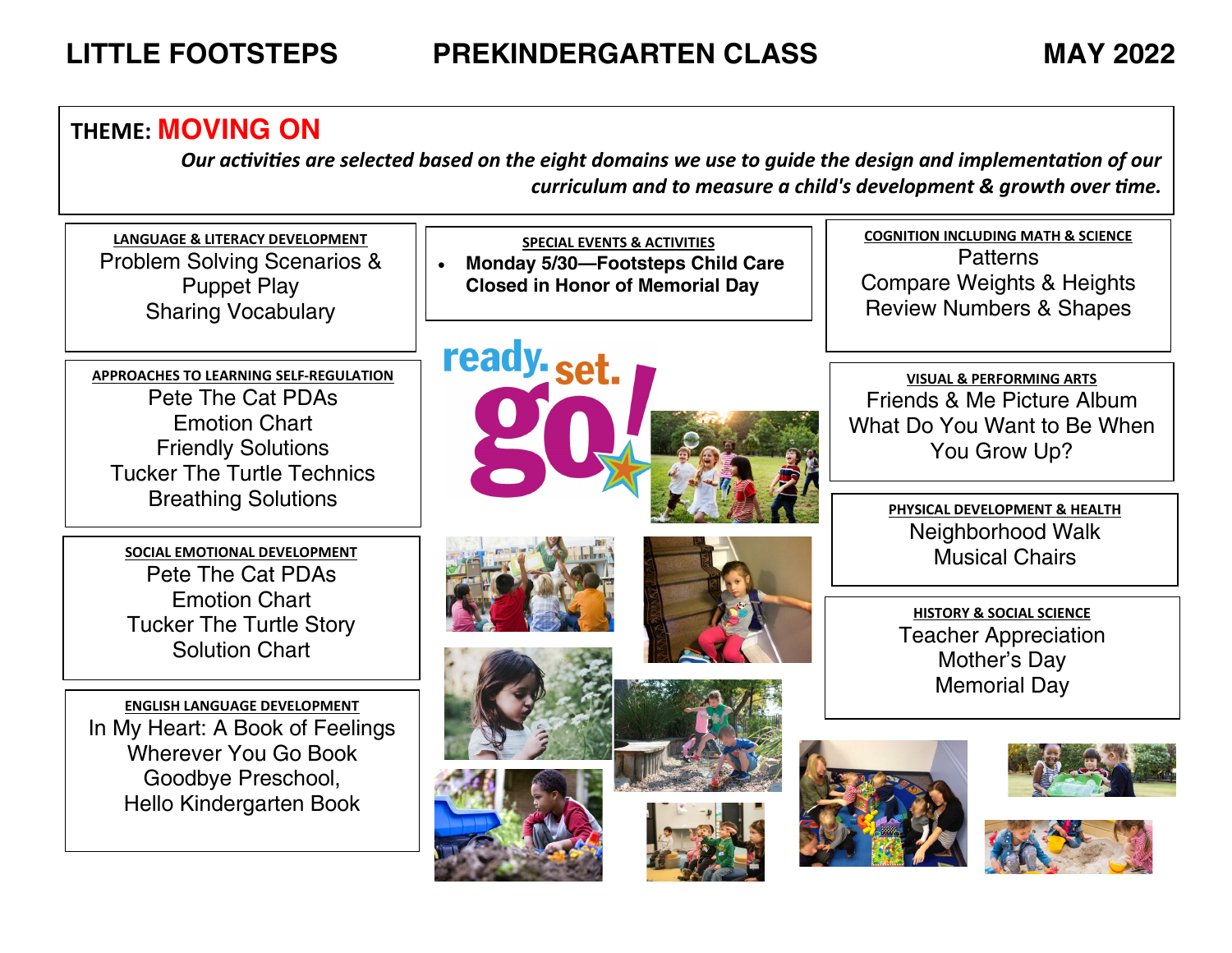# LITTLE FOOTSTEPS PREKINDERGARTEN CLASS MAY 2022

## THEME: MOVING ON

***Our activities are selected based on the eight domains we use to guide the design and implementation of our curriculum and to measure a child's development & growth over time.***

### LANGUAGE & LITERACY DEVELOPMENT

Problem Solving Scenarios & Puppet Play
Sharing Vocabulary

### SPECIAL EVENTS & ACTIVITIES

- **Monday 5/30—Footsteps Child Care Closed in Honor of Memorial Day**

### COGNITION INCLUDING MATH & SCIENCE

Patterns
Compare Weights & Heights
Review Numbers & Shapes

### APPROACHES TO LEARNING SELF-REGULATION

Pete The Cat PDAs
Emotion Chart
Friendly Solutions
Tucker The Turtle Technics
Breathing Solutions

### VISUAL & PERFORMING ARTS

Friends & Me Picture Album
What Do You Want to Be When You Grow Up?

### PHYSICAL DEVELOPMENT & HEALTH

Neighborhood Walk
Musical Chairs

### SOCIAL EMOTIONAL DEVELOPMENT

Pete The Cat PDAs
Emotion Chart
Tucker The Turtle Story
Solution Chart

### HISTORY & SOCIAL SCIENCE

Teacher Appreciation
Mother's Day
Memorial Day

### ENGLISH LANGUAGE DEVELOPMENT

In My Heart: A Book of Feelings
Wherever You Go Book
Goodbye Preschool,
Hello Kindergarten Book